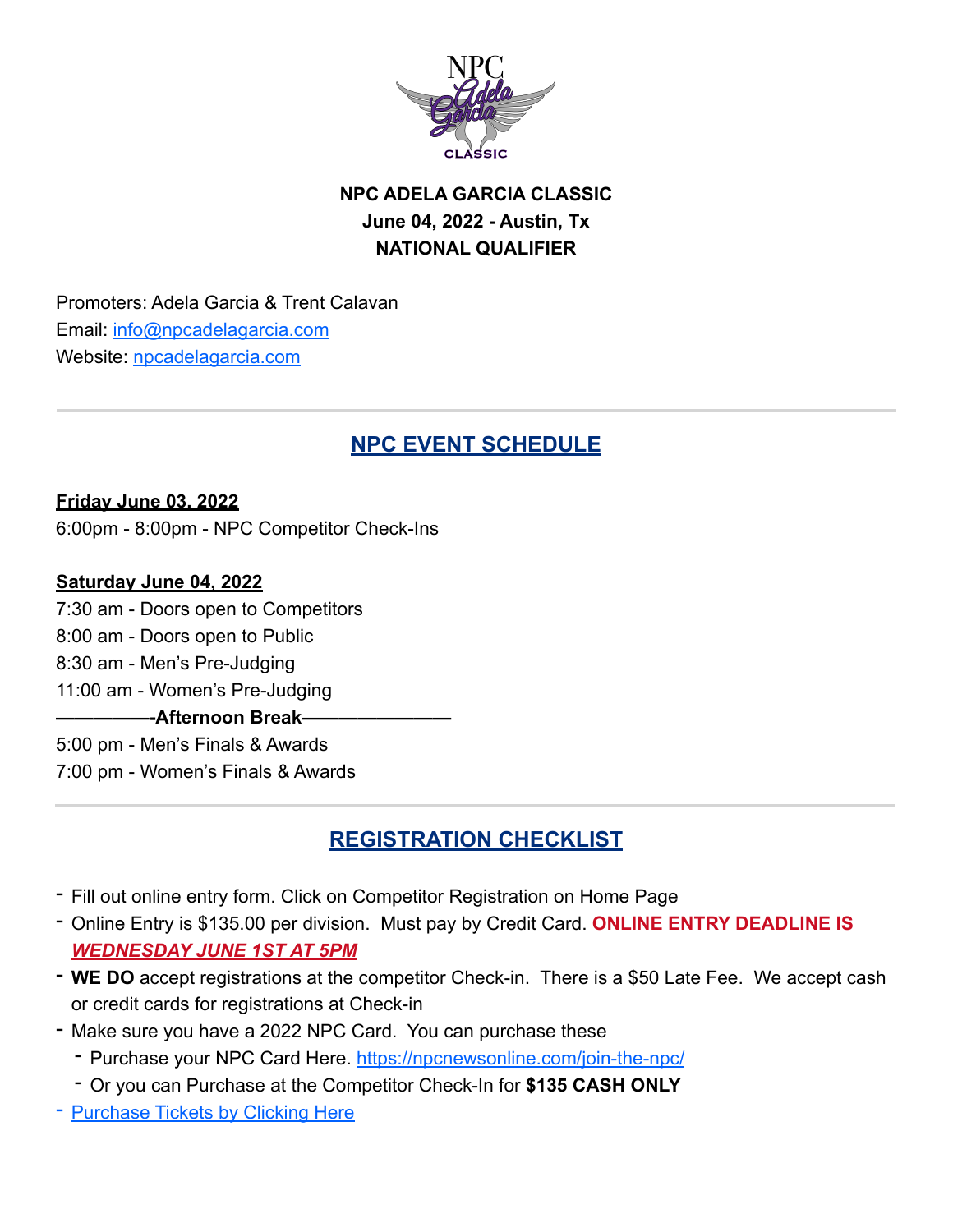**NPC ADELA GARCIA CLASSIC**
**June 04, 2022 - Austin, Tx**
**NATIONAL QUALIFIER**

Promoters: Adela Garcia & Trent Calavan
Email: info@npcadelagarcia.com
Website: npcadelagarcia.com

---

## NPC EVENT SCHEDULE

**Friday June 03, 2022**
6:00pm - 8:00pm - NPC Competitor Check-Ins

**Saturday June 04, 2022**
7:30 am - Doors open to Competitors
8:00 am - Doors open to Public
8:30 am - Men's Pre-Judging
11:00 am - Women's Pre-Judging
**—————-Afternoon Break———————**
5:00 pm - Men's Finals & Awards
7:00 pm - Women's Finals & Awards

---

## REGISTRATION CHECKLIST

- Fill out online entry form. Click on Competitor Registration on Home Page
- Online Entry is $135.00 per division. Must pay by Credit Card. **ONLINE ENTRY DEADLINE IS *WEDNESDAY JUNE 1ST AT 5PM***
- **WE DO** accept registrations at the competitor Check-in. There is a $50 Late Fee. We accept cash or credit cards for registrations at Check-in
- Make sure you have a 2022 NPC Card. You can purchase these
  - Purchase your NPC Card Here. https://npcnewsonline.com/join-the-npc/
  - Or you can Purchase at the Competitor Check-In for **$135 CASH ONLY**
- Purchase Tickets by Clicking Here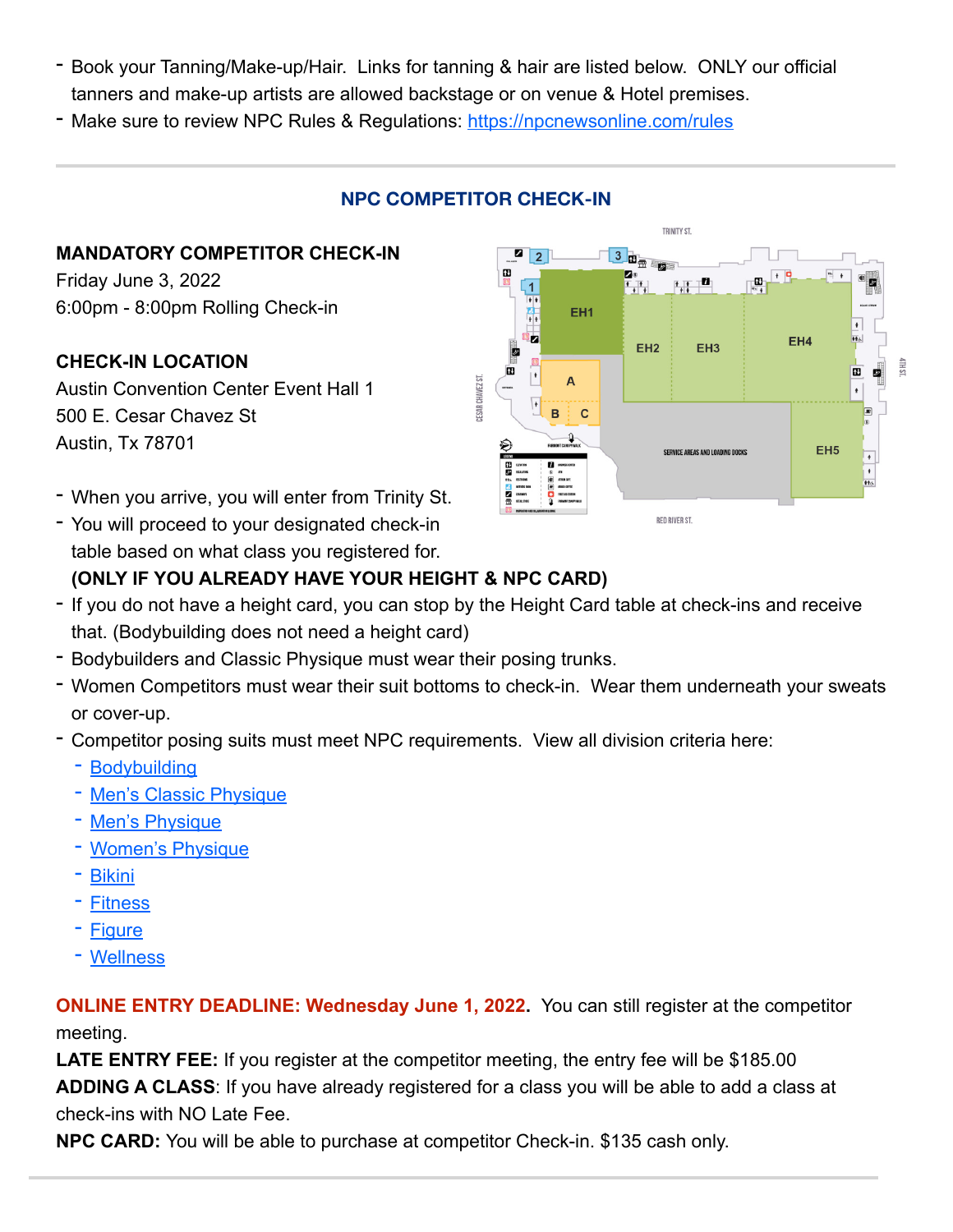- Book your Tanning/Make-up/Hair. Links for tanning & hair are listed below. ONLY our official tanners and make-up artists are allowed backstage or on venue & Hotel premises.
- Make sure to review NPC Rules & Regulations: https://npcnewsonline.com/rules

---

## NPC COMPETITOR CHECK-IN

**MANDATORY COMPETITOR CHECK-IN**
Friday June 3, 2022
6:00pm - 8:00pm Rolling Check-in

**CHECK-IN LOCATION**
Austin Convention Center Event Hall 1
500 E. Cesar Chavez St
Austin, Tx 78701

- When you arrive, you will enter from Trinity St.
- You will proceed to your designated check-in table based on what class you registered for. **(ONLY IF YOU ALREADY HAVE YOUR HEIGHT & NPC CARD)**
- If you do not have a height card, you can stop by the Height Card table at check-ins and receive that. (Bodybuilding does not need a height card)
- Bodybuilders and Classic Physique must wear their posing trunks.
- Women Competitors must wear their suit bottoms to check-in. Wear them underneath your sweats or cover-up.
- Competitor posing suits must meet NPC requirements. View all division criteria here:
  - Bodybuilding
  - Men's Classic Physique
  - Men's Physique
  - Women's Physique
  - Bikini
  - Fitness
  - Figure
  - Wellness

**ONLINE ENTRY DEADLINE: Wednesday June 1, 2022.** You can still register at the competitor meeting.
**LATE ENTRY FEE:** If you register at the competitor meeting, the entry fee will be $185.00
**ADDING A CLASS**: If you have already registered for a class you will be able to add a class at check-ins with NO Late Fee.
**NPC CARD:** You will be able to purchase at competitor Check-in. $135 cash only.

---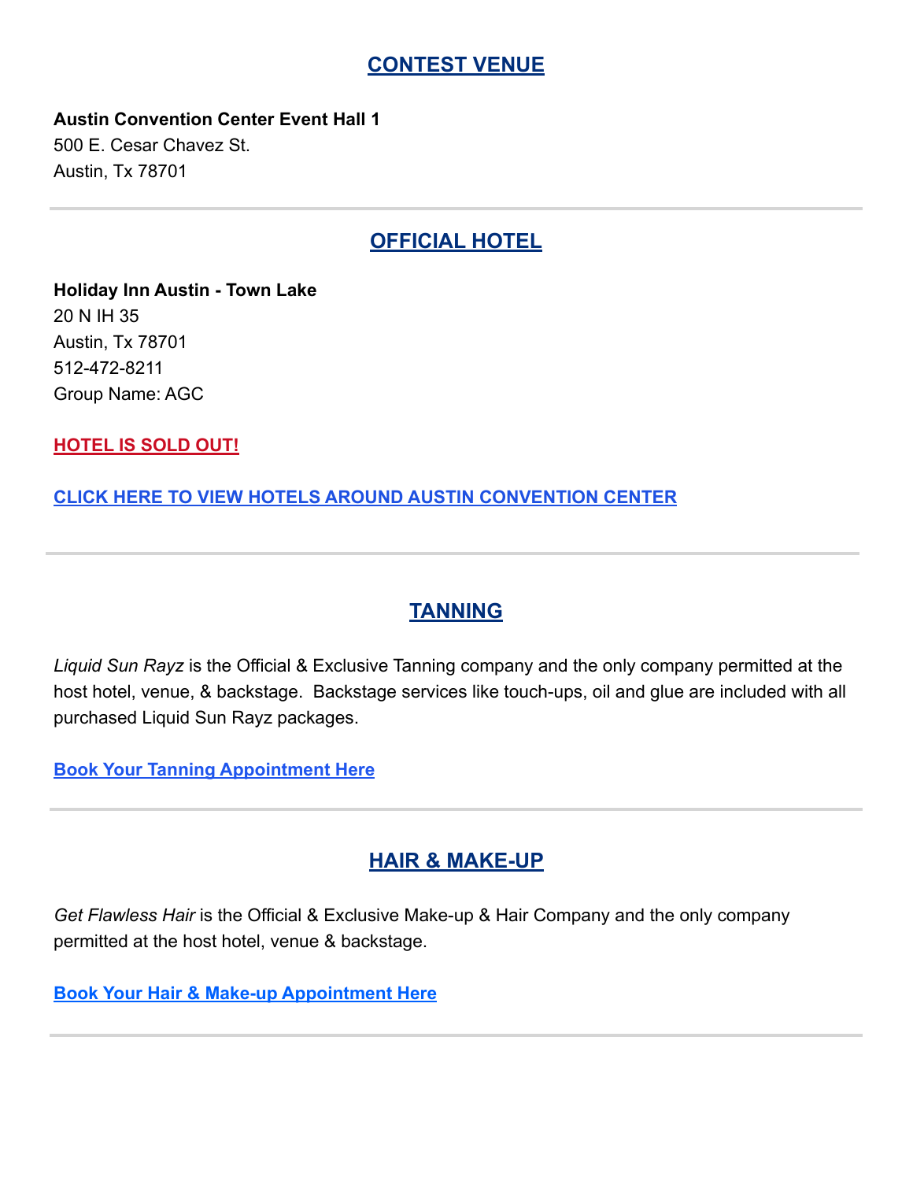## CONTEST VENUE

**Austin Convention Center Event Hall 1**
500 E. Cesar Chavez St.
Austin, Tx 78701

---

## OFFICIAL HOTEL

**Holiday Inn Austin - Town Lake**
20 N IH 35
Austin, Tx 78701
512-472-8211
Group Name: AGC

**HOTEL IS SOLD OUT!**

**CLICK HERE TO VIEW HOTELS AROUND AUSTIN CONVENTION CENTER**

---

## TANNING

*Liquid Sun Rayz* is the Official & Exclusive Tanning company and the only company permitted at the host hotel, venue, & backstage. Backstage services like touch-ups, oil and glue are included with all purchased Liquid Sun Rayz packages.

**Book Your Tanning Appointment Here**

---

## HAIR & MAKE-UP

*Get Flawless Hair* is the Official & Exclusive Make-up & Hair Company and the only company permitted at the host hotel, venue & backstage.

**Book Your Hair & Make-up Appointment Here**

---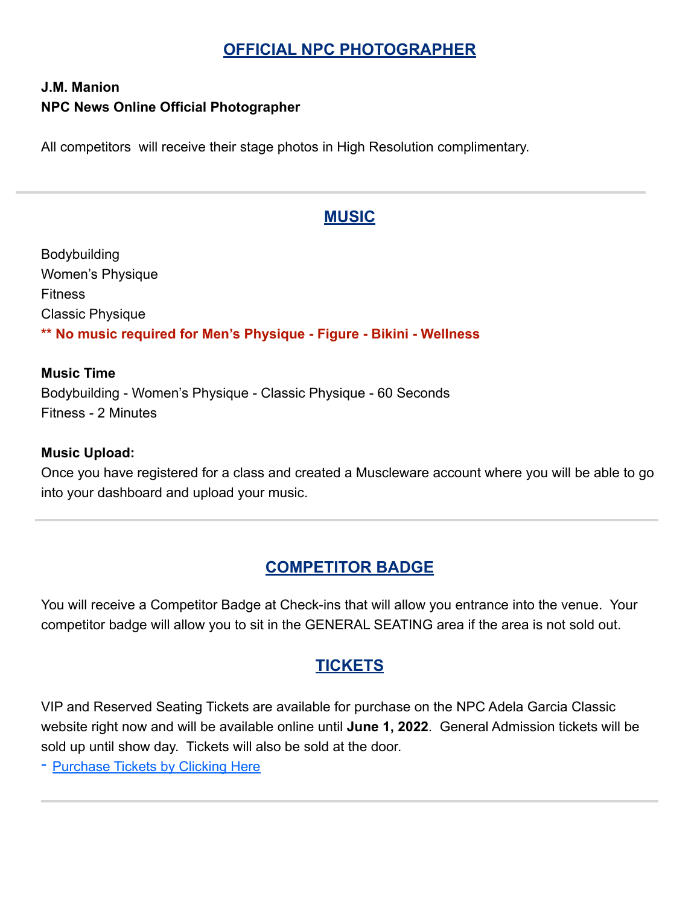## OFFICIAL NPC PHOTOGRAPHER

**J.M. Manion**
**NPC News Online Official Photographer**

All competitors will receive their stage photos in High Resolution complimentary.

---

## MUSIC

Bodybuilding
Women's Physique
Fitness
Classic Physique
**** No music required for Men's Physique - Figure - Bikini - Wellness**

**Music Time**
Bodybuilding - Women's Physique - Classic Physique - 60 Seconds
Fitness - 2 Minutes

**Music Upload:**
Once you have registered for a class and created a Muscleware account where you will be able to go into your dashboard and upload your music.

---

## COMPETITOR BADGE

You will receive a Competitor Badge at Check-ins that will allow you entrance into the venue. Your competitor badge will allow you to sit in the GENERAL SEATING area if the area is not sold out.

## TICKETS

VIP and Reserved Seating Tickets are available for purchase on the NPC Adela Garcia Classic website right now and will be available online until **June 1, 2022**. General Admission tickets will be sold up until show day. Tickets will also be sold at the door.

- Purchase Tickets by Clicking Here

---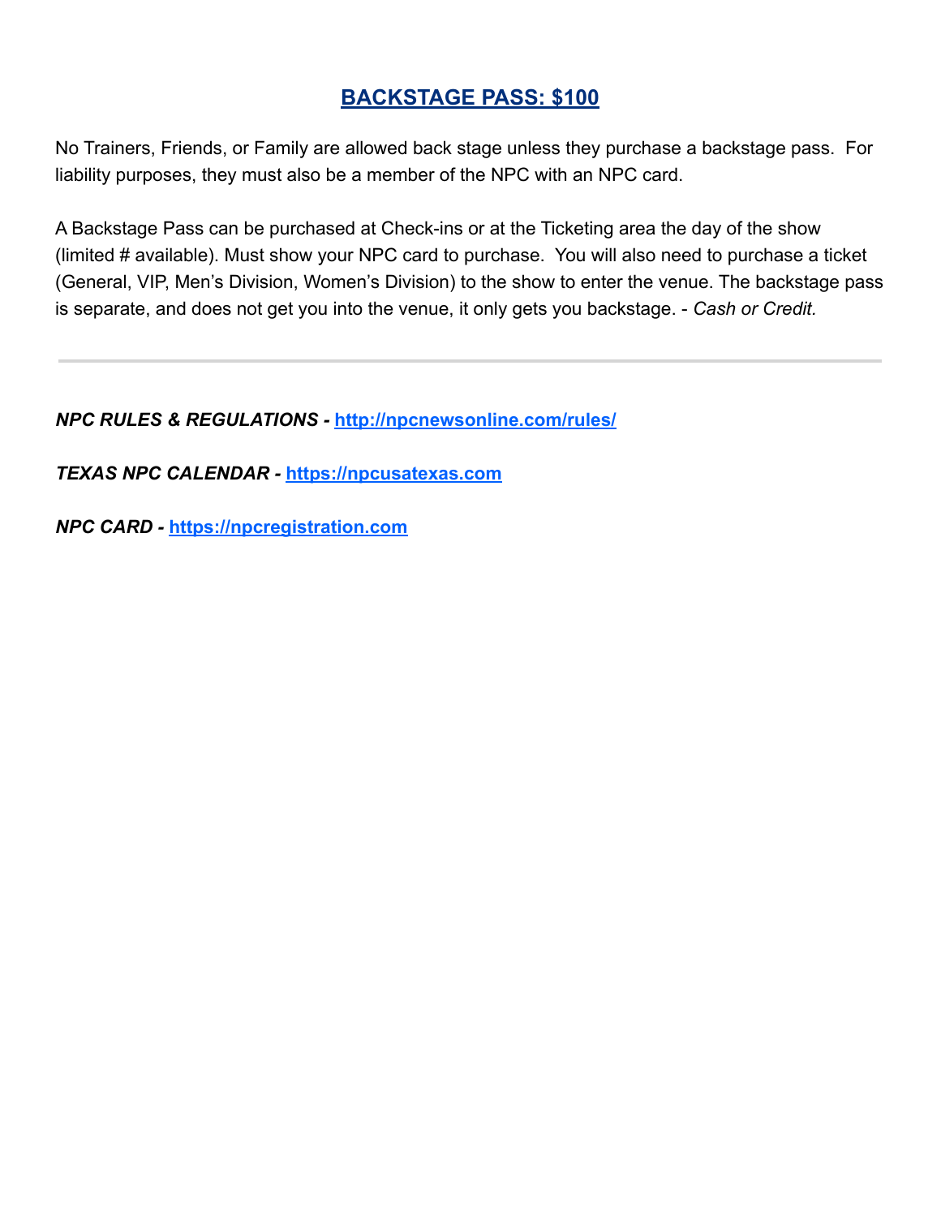## BACKSTAGE PASS: $100

No Trainers, Friends, or Family are allowed back stage unless they purchase a backstage pass. For liability purposes, they must also be a member of the NPC with an NPC card.

A Backstage Pass can be purchased at Check-ins or at the Ticketing area the day of the show (limited # available). Must show your NPC card to purchase. You will also need to purchase a ticket (General, VIP, Men's Division, Women's Division) to the show to enter the venue. The backstage pass is separate, and does not get you into the venue, it only gets you backstage. - *Cash or Credit.*

---

***NPC RULES & REGULATIONS -*** **http://npcnewsonline.com/rules/**

***TEXAS NPC CALENDAR -*** **https://npcusatexas.com**

***NPC CARD -*** **https://npcregistration.com**